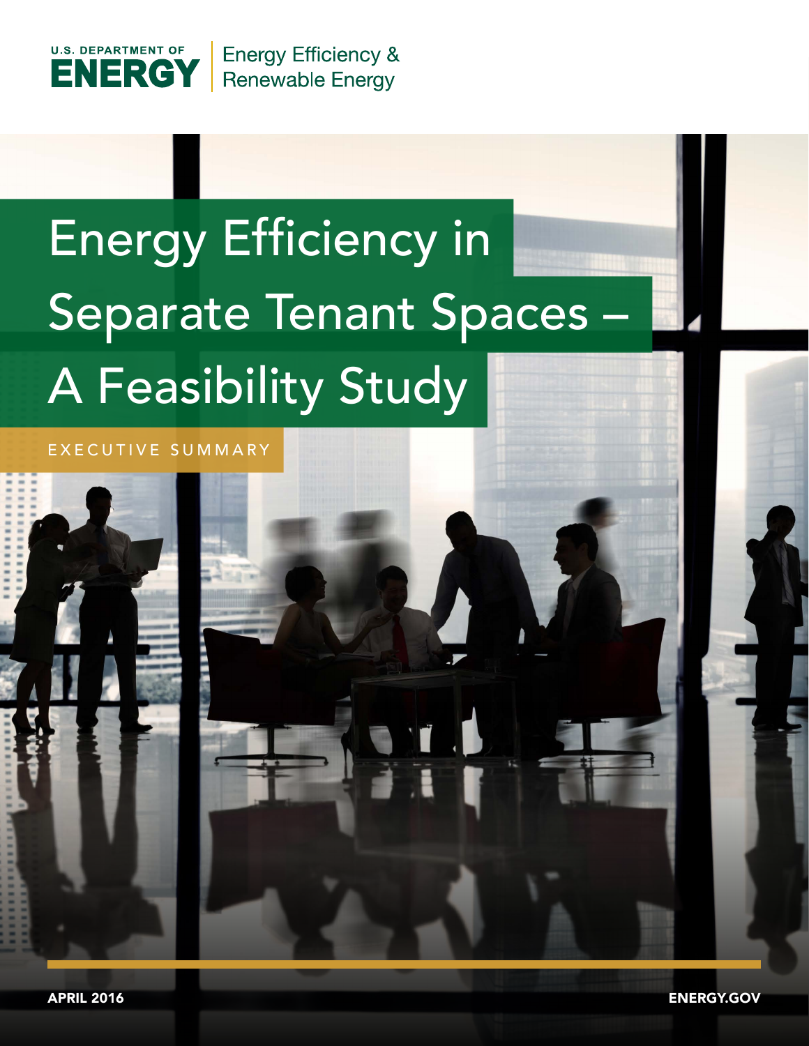U.S. DEPARTMENT OF **ENERGY** | Energy Efficiency & Renewable Energy

# Energy Efficiency in Separate Tenant Spaces – A Feasibility Study

EXECUTIVE SUMMARY

APRIL 2016

ENERGY.GOV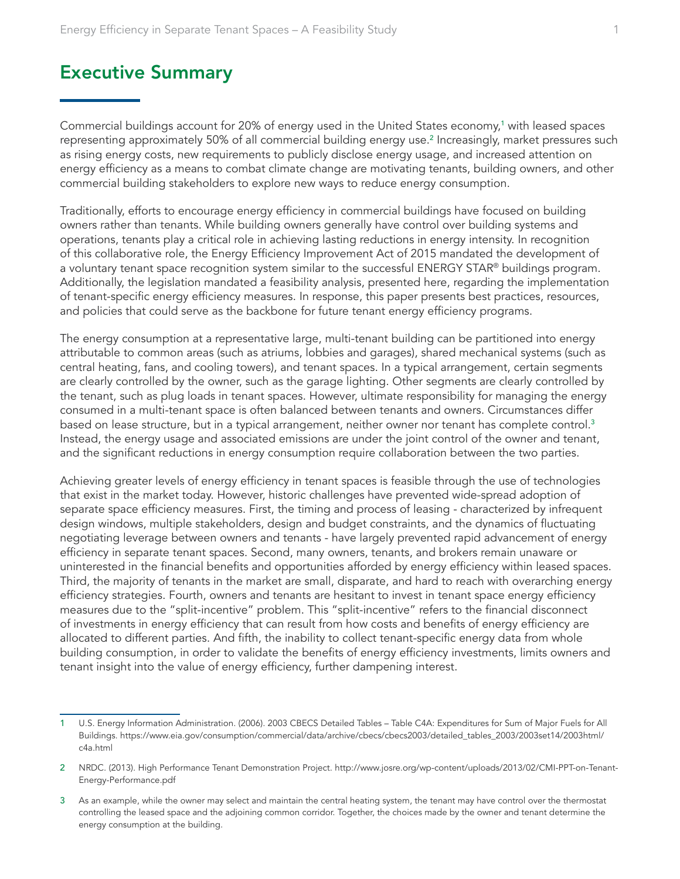# Executive Summary

Commercial buildings account for 20% of energy used in the United States economy,[1] with leased spaces representing approximately 50% of all commercial building energy use.[2] Increasingly, market pressures such as rising energy costs, new requirements to publicly disclose energy usage, and increased attention on energy efficiency as a means to combat climate change are motivating tenants, building owners, and other commercial building stakeholders to explore new ways to reduce energy consumption.

Traditionally, efforts to encourage energy efficiency in commercial buildings have focused on building owners rather than tenants. While building owners generally have control over building systems and operations, tenants play a critical role in achieving lasting reductions in energy intensity. In recognition of this collaborative role, the Energy Efficiency Improvement Act of 2015 mandated the development of a voluntary tenant space recognition system similar to the successful ENERGY STAR® buildings program. Additionally, the legislation mandated a feasibility analysis, presented here, regarding the implementation of tenant-specific energy efficiency measures. In response, this paper presents best practices, resources, and policies that could serve as the backbone for future tenant energy efficiency programs.

The energy consumption at a representative large, multi-tenant building can be partitioned into energy attributable to common areas (such as atriums, lobbies and garages), shared mechanical systems (such as central heating, fans, and cooling towers), and tenant spaces. In a typical arrangement, certain segments are clearly controlled by the owner, such as the garage lighting. Other segments are clearly controlled by the tenant, such as plug loads in tenant spaces. However, ultimate responsibility for managing the energy consumed in a multi-tenant space is often balanced between tenants and owners. Circumstances differ based on lease structure, but in a typical arrangement, neither owner nor tenant has complete control.[3] Instead, the energy usage and associated emissions are under the joint control of the owner and tenant, and the significant reductions in energy consumption require collaboration between the two parties.

Achieving greater levels of energy efficiency in tenant spaces is feasible through the use of technologies that exist in the market today. However, historic challenges have prevented wide-spread adoption of separate space efficiency measures. First, the timing and process of leasing - characterized by infrequent design windows, multiple stakeholders, design and budget constraints, and the dynamics of fluctuating negotiating leverage between owners and tenants - have largely prevented rapid advancement of energy efficiency in separate tenant spaces. Second, many owners, tenants, and brokers remain unaware or uninterested in the financial benefits and opportunities afforded by energy efficiency within leased spaces. Third, the majority of tenants in the market are small, disparate, and hard to reach with overarching energy efficiency strategies. Fourth, owners and tenants are hesitant to invest in tenant space energy efficiency measures due to the "split-incentive" problem. This "split-incentive" refers to the financial disconnect of investments in energy efficiency that can result from how costs and benefits of energy efficiency are allocated to different parties. And fifth, the inability to collect tenant-specific energy data from whole building consumption, in order to validate the benefits of energy efficiency investments, limits owners and tenant insight into the value of energy efficiency, further dampening interest.

---

1 U.S. Energy Information Administration. (2006). 2003 CBECS Detailed Tables – Table C4A: Expenditures for Sum of Major Fuels for All Buildings. https://www.eia.gov/consumption/commercial/data/archive/cbecs/cbecs2003/detailed_tables_2003/2003set14/2003html/c4a.html

2 NRDC. (2013). High Performance Tenant Demonstration Project. http://www.josre.org/wp-content/uploads/2013/02/CMI-PPT-on-Tenant-Energy-Performance.pdf

3 As an example, while the owner may select and maintain the central heating system, the tenant may have control over the thermostat controlling the leased space and the adjoining common corridor. Together, the choices made by the owner and tenant determine the energy consumption at the building.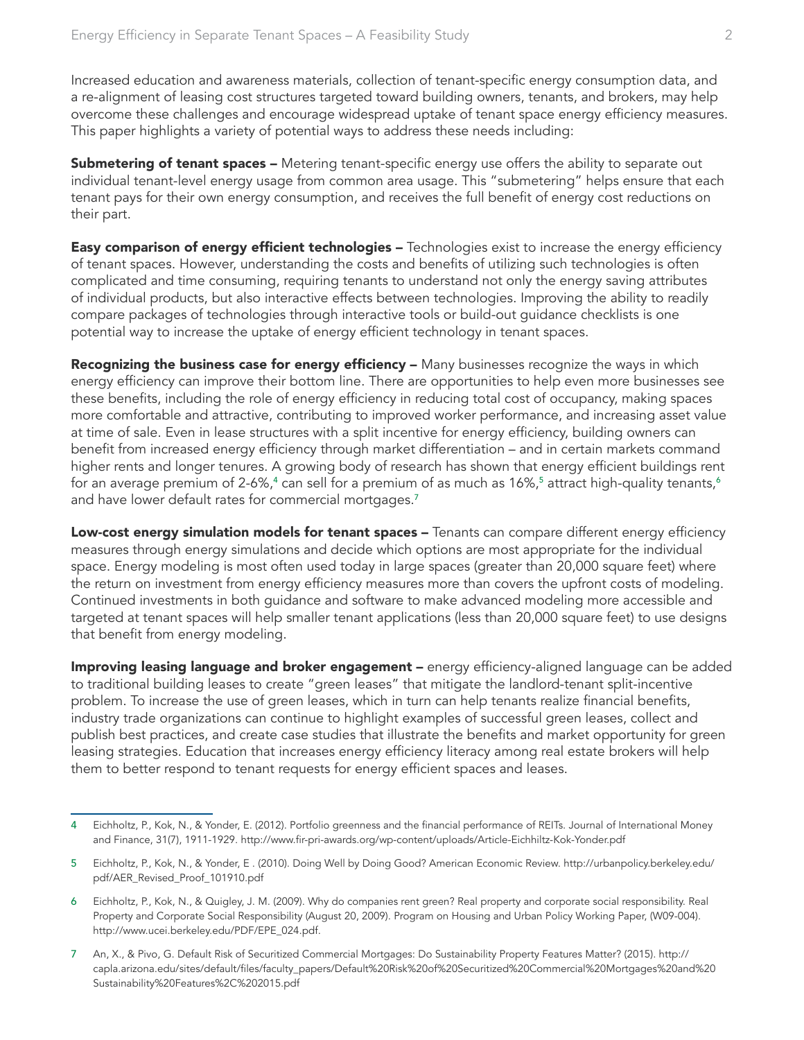Increased education and awareness materials, collection of tenant-specific energy consumption data, and a re-alignment of leasing cost structures targeted toward building owners, tenants, and brokers, may help overcome these challenges and encourage widespread uptake of tenant space energy efficiency measures. This paper highlights a variety of potential ways to address these needs including:

**Submetering of tenant spaces –** Metering tenant-specific energy use offers the ability to separate out individual tenant-level energy usage from common area usage. This "submetering" helps ensure that each tenant pays for their own energy consumption, and receives the full benefit of energy cost reductions on their part.

**Easy comparison of energy efficient technologies –** Technologies exist to increase the energy efficiency of tenant spaces. However, understanding the costs and benefits of utilizing such technologies is often complicated and time consuming, requiring tenants to understand not only the energy saving attributes of individual products, but also interactive effects between technologies. Improving the ability to readily compare packages of technologies through interactive tools or build-out guidance checklists is one potential way to increase the uptake of energy efficient technology in tenant spaces.

**Recognizing the business case for energy efficiency –** Many businesses recognize the ways in which energy efficiency can improve their bottom line. There are opportunities to help even more businesses see these benefits, including the role of energy efficiency in reducing total cost of occupancy, making spaces more comfortable and attractive, contributing to improved worker performance, and increasing asset value at time of sale. Even in lease structures with a split incentive for energy efficiency, building owners can benefit from increased energy efficiency through market differentiation – and in certain markets command higher rents and longer tenures. A growing body of research has shown that energy efficient buildings rent for an average premium of 2-6%,[4] can sell for a premium of as much as 16%,[5] attract high-quality tenants,[6] and have lower default rates for commercial mortgages.[7]

**Low-cost energy simulation models for tenant spaces –** Tenants can compare different energy efficiency measures through energy simulations and decide which options are most appropriate for the individual space. Energy modeling is most often used today in large spaces (greater than 20,000 square feet) where the return on investment from energy efficiency measures more than covers the upfront costs of modeling. Continued investments in both guidance and software to make advanced modeling more accessible and targeted at tenant spaces will help smaller tenant applications (less than 20,000 square feet) to use designs that benefit from energy modeling.

**Improving leasing language and broker engagement –** energy efficiency-aligned language can be added to traditional building leases to create "green leases" that mitigate the landlord-tenant split-incentive problem. To increase the use of green leases, which in turn can help tenants realize financial benefits, industry trade organizations can continue to highlight examples of successful green leases, collect and publish best practices, and create case studies that illustrate the benefits and market opportunity for green leasing strategies. Education that increases energy efficiency literacy among real estate brokers will help them to better respond to tenant requests for energy efficient spaces and leases.

---

4 Eichholtz, P., Kok, N., & Yonder, E. (2012). Portfolio greenness and the financial performance of REITs. Journal of International Money and Finance, 31(7), 1911-1929. http://www.fir-pri-awards.org/wp-content/uploads/Article-Eichhiltz-Kok-Yonder.pdf

5 Eichholtz, P., Kok, N., & Yonder, E . (2010). Doing Well by Doing Good? American Economic Review. http://urbanpolicy.berkeley.edu/pdf/AER_Revised_Proof_101910.pdf

6 Eichholtz, P., Kok, N., & Quigley, J. M. (2009). Why do companies rent green? Real property and corporate social responsibility. Real Property and Corporate Social Responsibility (August 20, 2009). Program on Housing and Urban Policy Working Paper, (W09-004). http://www.ucei.berkeley.edu/PDF/EPE_024.pdf.

7 An, X., & Pivo, G. Default Risk of Securitized Commercial Mortgages: Do Sustainability Property Features Matter? (2015). http://capla.arizona.edu/sites/default/files/faculty_papers/Default%20Risk%20of%20Securitized%20Commercial%20Mortgages%20and%20Sustainability%20Features%2C%202015.pdf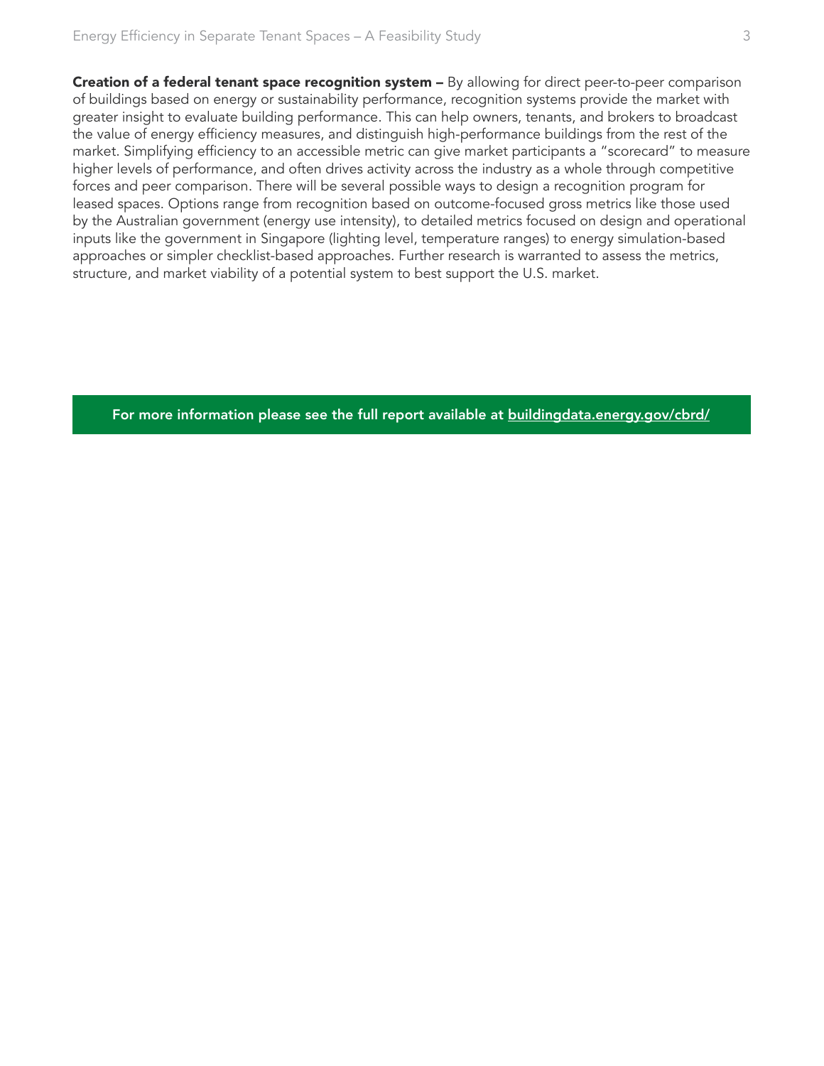**Creation of a federal tenant space recognition system –** By allowing for direct peer-to-peer comparison of buildings based on energy or sustainability performance, recognition systems provide the market with greater insight to evaluate building performance. This can help owners, tenants, and brokers to broadcast the value of energy efficiency measures, and distinguish high-performance buildings from the rest of the market. Simplifying efficiency to an accessible metric can give market participants a "scorecard" to measure higher levels of performance, and often drives activity across the industry as a whole through competitive forces and peer comparison. There will be several possible ways to design a recognition program for leased spaces. Options range from recognition based on outcome-focused gross metrics like those used by the Australian government (energy use intensity), to detailed metrics focused on design and operational inputs like the government in Singapore (lighting level, temperature ranges) to energy simulation-based approaches or simpler checklist-based approaches. Further research is warranted to assess the metrics, structure, and market viability of a potential system to best support the U.S. market.

**For more information please see the full report available at [buildingdata.energy.gov/cbrd/](buildingdata.energy.gov/cbrd/)**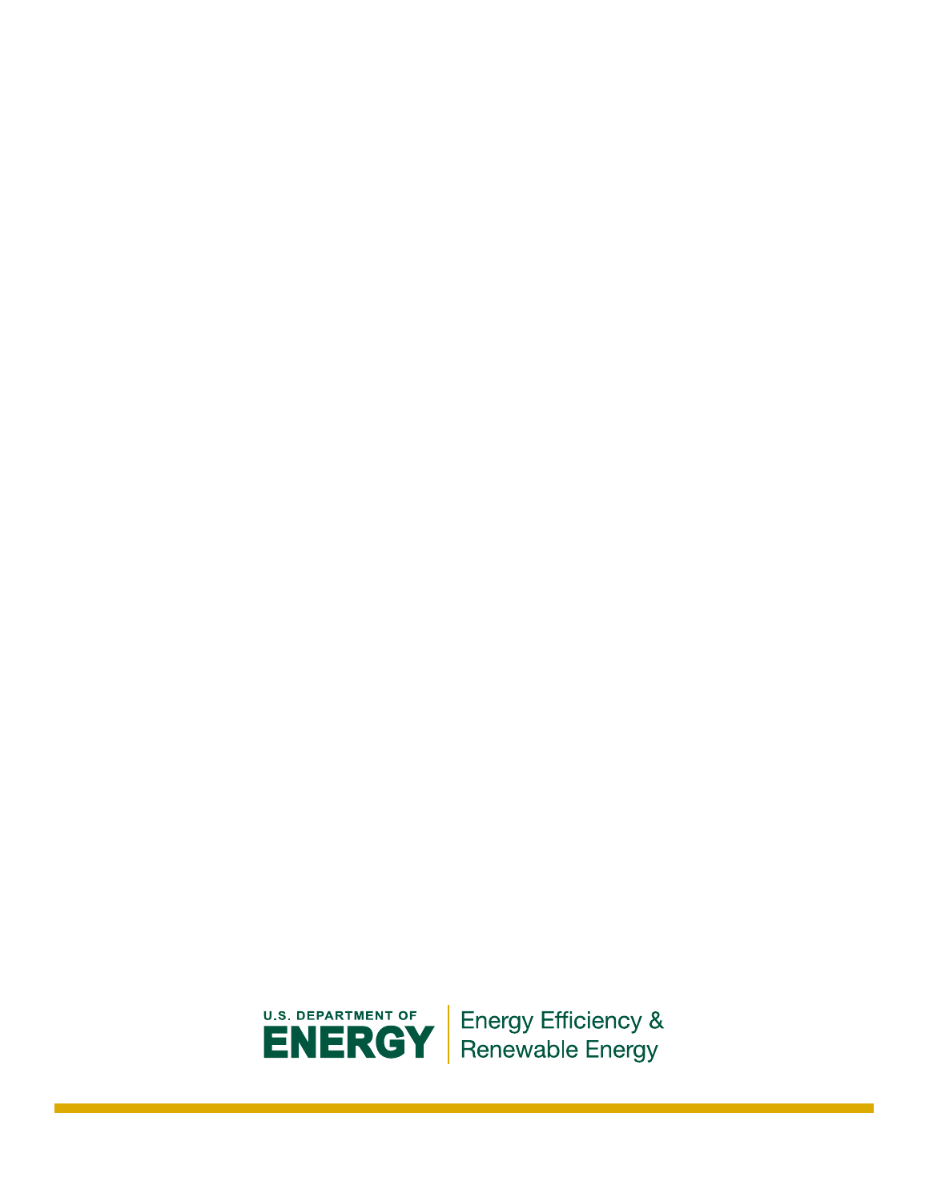U.S. DEPARTMENT OF ENERGY | Energy Efficiency & Renewable Energy